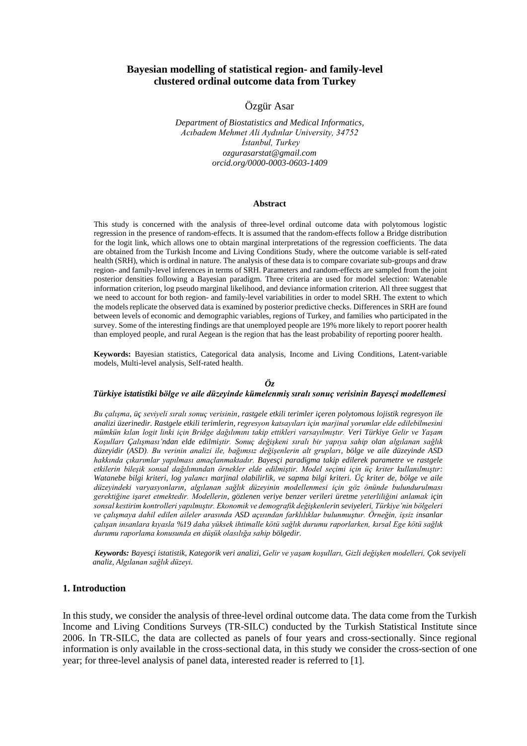# Bayesian modelling of statistical region- and family-level clustered ordinal outcome data from Turkey

Özgür Asar

*Department of Biostatistics and Medical Informatics,*
*Acıbadem Mehmet Ali Aydınlar University, 34752*
*İstanbul, Turkey*
*ozgurasarstat@gmail.com*
*orcid.org/0000-0003-0603-1409*

**Abstract**

This study is concerned with the analysis of three-level ordinal outcome data with polytomous logistic regression in the presence of random-effects. It is assumed that the random-effects follow a Bridge distribution for the logit link, which allows one to obtain marginal interpretations of the regression coefficients. The data are obtained from the Turkish Income and Living Conditions Study, where the outcome variable is self-rated health (SRH), which is ordinal in nature. The analysis of these data is to compare covariate sub-groups and draw region- and family-level inferences in terms of SRH. Parameters and random-effects are sampled from the joint posterior densities following a Bayesian paradigm. Three criteria are used for model selection: Watenable information criterion, log pseudo marginal likelihood, and deviance information criterion. All three suggest that we need to account for both region- and family-level variabilities in order to model SRH. The extent to which the models replicate the observed data is examined by posterior predictive checks. Differences in SRH are found between levels of economic and demographic variables, regions of Turkey, and families who participated in the survey. Some of the interesting findings are that unemployed people are 19% more likely to report poorer health than employed people, and rural Aegean is the region that has the least probability of reporting poorer health.

**Keywords:** Bayesian statistics, Categorical data analysis, Income and Living Conditions, Latent-variable models, Multi-level analysis, Self-rated health.

***Öz***

***Türkiye istatistiki bölge ve aile düzeyinde kümelenmiş sıralı sonuç verisinin Bayesçi modellemesi***

*Bu çalışma, üç seviyeli sıralı sonuç verisinin, rastgele etkili terimler içeren polytomous lojistik regresyon ile analizi üzerinedir. Rastgele etkili terimlerin, regresyon katsayıları için marjinal yorumlar elde edilebilmesini mümkün kılan logit linki için Bridge dağılımını takip ettikleri varsayılmıştır. Veri Türkiye Gelir ve Yaşam Koşulları Çalışması'ndan elde edilmiştir. Sonuç değişkeni sıralı bir yapıya sahip olan algılanan sağlık düzeyidir (ASD). Bu verinin analizi ile, bağımsız değişkenlerin alt grupları, bölge ve aile düzeyinde ASD hakkında çıkarımlar yapılması amaçlanmaktadır. Bayesçi paradigma takip edilerek parametre ve rastgele etkilerin bileşik sonsal dağılımından örnekler elde edilmiştir. Model seçimi için üç kriter kullanılmıştır: Watanebe bilgi kriteri, log yalancı marjinal olabilirlik, ve sapma bilgi kriteri. Üç kriter de, bölge ve aile düzeyindeki varyasyonların, algılanan sağlık düzeyinin modellenmesi için göz önünde bulundurulması gerektiğine işaret etmektedir. Modellerin, gözlenen veriye benzer verileri üretme yeterliliğini anlamak için sonsal kestirim kontrolleri yapılmıştır. Ekonomik ve demografik değişkenlerin seviyeleri, Türkiye'nin bölgeleri ve çalışmaya dahil edilen aileler arasında ASD açısından farklılıklar bulunmuştur. Örneğin, işsiz insanlar çalışan insanlara kıyasla %19 daha yüksek ihtimalle kötü sağlık durumu raporlarken, kırsal Ege kötü sağlık durumu raporlama konusunda en düşük olasılığa sahip bölgedir.*

***Keywords:*** *Bayesçi istatistik, Kategorik veri analizi, Gelir ve yaşam koşulları, Gizli değişken modelleri, Çok seviyeli analiz, Algılanan sağlık düzeyi.*

## 1. Introduction

In this study, we consider the analysis of three-level ordinal outcome data. The data come from the Turkish Income and Living Conditions Surveys (TR-SILC) conducted by the Turkish Statistical Institute since 2006. In TR-SILC, the data are collected as panels of four years and cross-sectionally. Since regional information is only available in the cross-sectional data, in this study we consider the cross-section of one year; for three-level analysis of panel data, interested reader is referred to [1].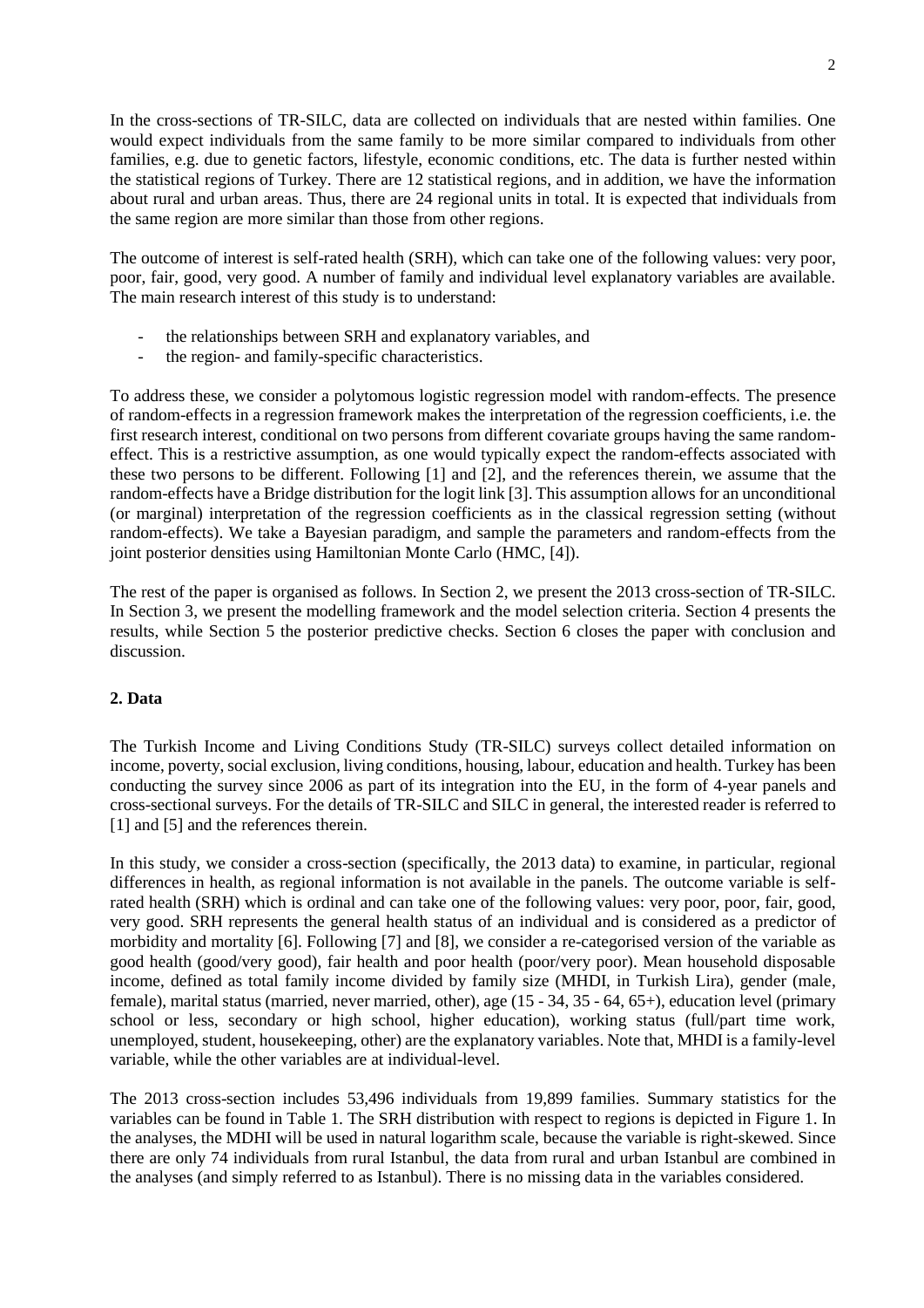In the cross-sections of TR-SILC, data are collected on individuals that are nested within families. One would expect individuals from the same family to be more similar compared to individuals from other families, e.g. due to genetic factors, lifestyle, economic conditions, etc. The data is further nested within the statistical regions of Turkey. There are 12 statistical regions, and in addition, we have the information about rural and urban areas. Thus, there are 24 regional units in total. It is expected that individuals from the same region are more similar than those from other regions.

The outcome of interest is self-rated health (SRH), which can take one of the following values: very poor, poor, fair, good, very good. A number of family and individual level explanatory variables are available. The main research interest of this study is to understand:

- the relationships between SRH and explanatory variables, and
- the region- and family-specific characteristics.

To address these, we consider a polytomous logistic regression model with random-effects. The presence of random-effects in a regression framework makes the interpretation of the regression coefficients, i.e. the first research interest, conditional on two persons from different covariate groups having the same random-effect. This is a restrictive assumption, as one would typically expect the random-effects associated with these two persons to be different. Following [1] and [2], and the references therein, we assume that the random-effects have a Bridge distribution for the logit link [3]. This assumption allows for an unconditional (or marginal) interpretation of the regression coefficients as in the classical regression setting (without random-effects). We take a Bayesian paradigm, and sample the parameters and random-effects from the joint posterior densities using Hamiltonian Monte Carlo (HMC, [4]).

The rest of the paper is organised as follows. In Section 2, we present the 2013 cross-section of TR-SILC. In Section 3, we present the modelling framework and the model selection criteria. Section 4 presents the results, while Section 5 the posterior predictive checks. Section 6 closes the paper with conclusion and discussion.

## 2. Data

The Turkish Income and Living Conditions Study (TR-SILC) surveys collect detailed information on income, poverty, social exclusion, living conditions, housing, labour, education and health. Turkey has been conducting the survey since 2006 as part of its integration into the EU, in the form of 4-year panels and cross-sectional surveys. For the details of TR-SILC and SILC in general, the interested reader is referred to [1] and [5] and the references therein.

In this study, we consider a cross-section (specifically, the 2013 data) to examine, in particular, regional differences in health, as regional information is not available in the panels. The outcome variable is self-rated health (SRH) which is ordinal and can take one of the following values: very poor, poor, fair, good, very good. SRH represents the general health status of an individual and is considered as a predictor of morbidity and mortality [6]. Following [7] and [8], we consider a re-categorised version of the variable as good health (good/very good), fair health and poor health (poor/very poor). Mean household disposable income, defined as total family income divided by family size (MHDI, in Turkish Lira), gender (male, female), marital status (married, never married, other), age (15 - 34, 35 - 64, 65+), education level (primary school or less, secondary or high school, higher education), working status (full/part time work, unemployed, student, housekeeping, other) are the explanatory variables. Note that, MHDI is a family-level variable, while the other variables are at individual-level.

The 2013 cross-section includes 53,496 individuals from 19,899 families. Summary statistics for the variables can be found in Table 1. The SRH distribution with respect to regions is depicted in Figure 1. In the analyses, the MDHI will be used in natural logarithm scale, because the variable is right-skewed. Since there are only 74 individuals from rural Istanbul, the data from rural and urban Istanbul are combined in the analyses (and simply referred to as Istanbul). There is no missing data in the variables considered.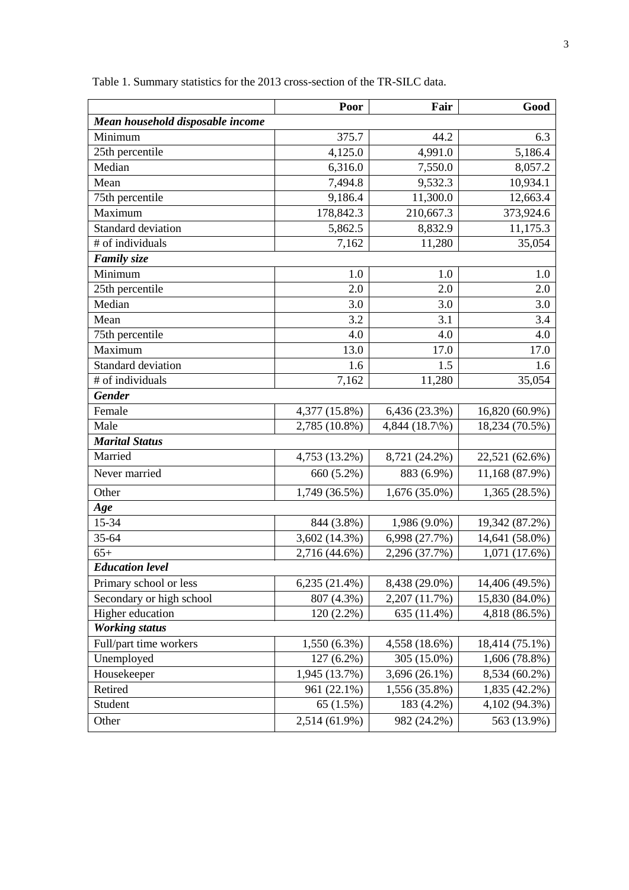Table 1. Summary statistics for the 2013 cross-section of the TR-SILC data.

| | Poor | Fair | Good |
|---|---|---|---|
| ***Mean household disposable income*** | | | |
| Minimum | 375.7 | 44.2 | 6.3 |
| 25th percentile | 4,125.0 | 4,991.0 | 5,186.4 |
| Median | 6,316.0 | 7,550.0 | 8,057.2 |
| Mean | 7,494.8 | 9,532.3 | 10,934.1 |
| 75th percentile | 9,186.4 | 11,300.0 | 12,663.4 |
| Maximum | 178,842.3 | 210,667.3 | 373,924.6 |
| Standard deviation | 5,862.5 | 8,832.9 | 11,175.3 |
| # of individuals | 7,162 | 11,280 | 35,054 |
| ***Family size*** | | | |
| Minimum | 1.0 | 1.0 | 1.0 |
| 25th percentile | 2.0 | 2.0 | 2.0 |
| Median | 3.0 | 3.0 | 3.0 |
| Mean | 3.2 | 3.1 | 3.4 |
| 75th percentile | 4.0 | 4.0 | 4.0 |
| Maximum | 13.0 | 17.0 | 17.0 |
| Standard deviation | 1.6 | 1.5 | 1.6 |
| # of individuals | 7,162 | 11,280 | 35,054 |
| ***Gender*** | | | |
| Female | 4,377 (15.8%) | 6,436 (23.3%) | 16,820 (60.9%) |
| Male | 2,785 (10.8%) | 4,844 (18.7\%) | 18,234 (70.5%) |
| ***Marital Status*** | | | |
| Married | 4,753 (13.2%) | 8,721 (24.2%) | 22,521 (62.6%) |
| Never married | 660 (5.2%) | 883 (6.9%) | 11,168 (87.9%) |
| Other | 1,749 (36.5%) | 1,676 (35.0%) | 1,365 (28.5%) |
| ***Age*** | | | |
| 15-34 | 844 (3.8%) | 1,986 (9.0%) | 19,342 (87.2%) |
| 35-64 | 3,602 (14.3%) | 6,998 (27.7%) | 14,641 (58.0%) |
| 65+ | 2,716 (44.6%) | 2,296 (37.7%) | 1,071 (17.6%) |
| ***Education level*** | | | |
| Primary school or less | 6,235 (21.4%) | 8,438 (29.0%) | 14,406 (49.5%) |
| Secondary or high school | 807 (4.3%) | 2,207 (11.7%) | 15,830 (84.0%) |
| Higher education | 120 (2.2%) | 635 (11.4%) | 4,818 (86.5%) |
| ***Working status*** | | | |
| Full/part time workers | 1,550 (6.3%) | 4,558 (18.6%) | 18,414 (75.1%) |
| Unemployed | 127 (6.2%) | 305 (15.0%) | 1,606 (78.8%) |
| Housekeeper | 1,945 (13.7%) | 3,696 (26.1%) | 8,534 (60.2%) |
| Retired | 961 (22.1%) | 1,556 (35.8%) | 1,835 (42.2%) |
| Student | 65 (1.5%) | 183 (4.2%) | 4,102 (94.3%) |
| Other | 2,514 (61.9%) | 982 (24.2%) | 563 (13.9%) |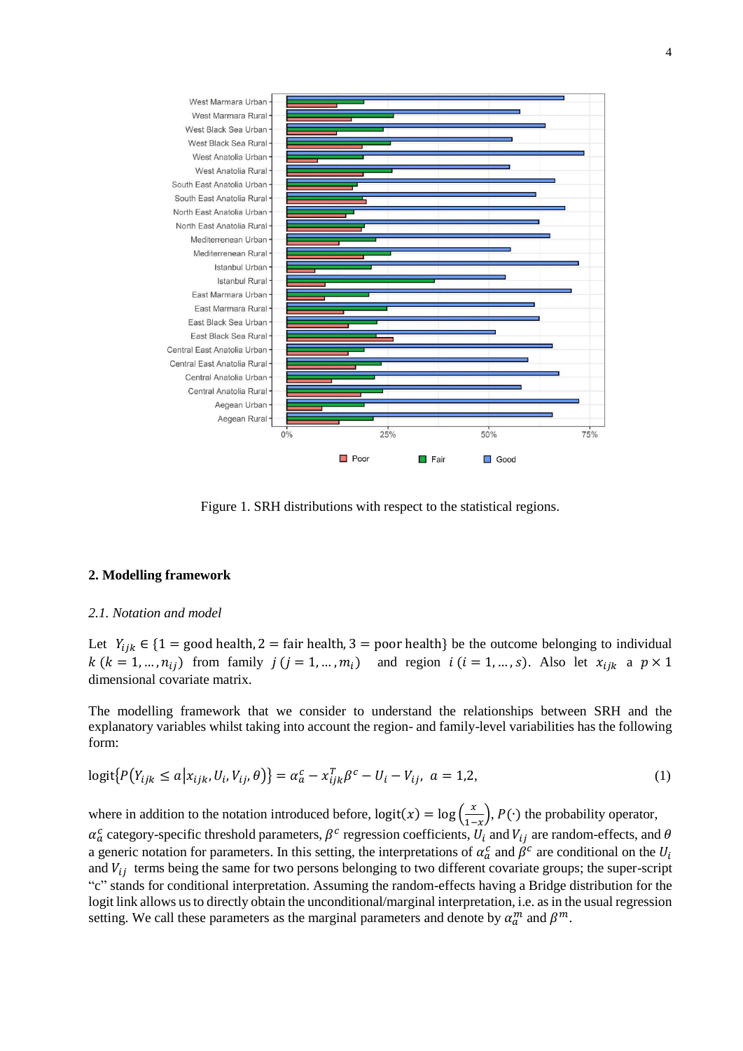Figure 1. SRH distributions with respect to the statistical regions.

## 2. Modelling framework

### *2.1. Notation and model*

Let $Y_{ijk} \in \{1 = \text{good health}, 2 = \text{fair health}, 3 = \text{poor health}\}$ be the outcome belonging to individual $k$ $(k = 1, \ldots, n_{ij})$ from family $j$ $(j = 1, \ldots, m_i)$ and region $i$ $(i = 1, \ldots, s)$. Also let $x_{ijk}$ a $p \times 1$ dimensional covariate matrix.

The modelling framework that we consider to understand the relationships between SRH and the explanatory variables whilst taking into account the region- and family-level variabilities has the following form:

$$\text{logit}\{P(Y_{ijk} \leq a | x_{ijk}, U_i, V_{ij}, \theta)\} = \alpha_a^c - x_{ijk}^T \beta^c - U_i - V_{ij}, \; a = 1,2, \tag{1}$$

where in addition to the notation introduced before, $\text{logit}(x) = \log\left(\frac{x}{1-x}\right)$, $P(\cdot)$ the probability operator, $\alpha_a^c$ category-specific threshold parameters, $\beta^c$ regression coefficients, $U_i$ and $V_{ij}$ are random-effects, and $\theta$ a generic notation for parameters. In this setting, the interpretations of $\alpha_a^c$ and $\beta^c$ are conditional on the $U_i$ and $V_{ij}$ terms being the same for two persons belonging to two different covariate groups; the super-script "c" stands for conditional interpretation. Assuming the random-effects having a Bridge distribution for the logit link allows us to directly obtain the unconditional/marginal interpretation, i.e. as in the usual regression setting. We call these parameters as the marginal parameters and denote by $\alpha_a^m$ and $\beta^m$.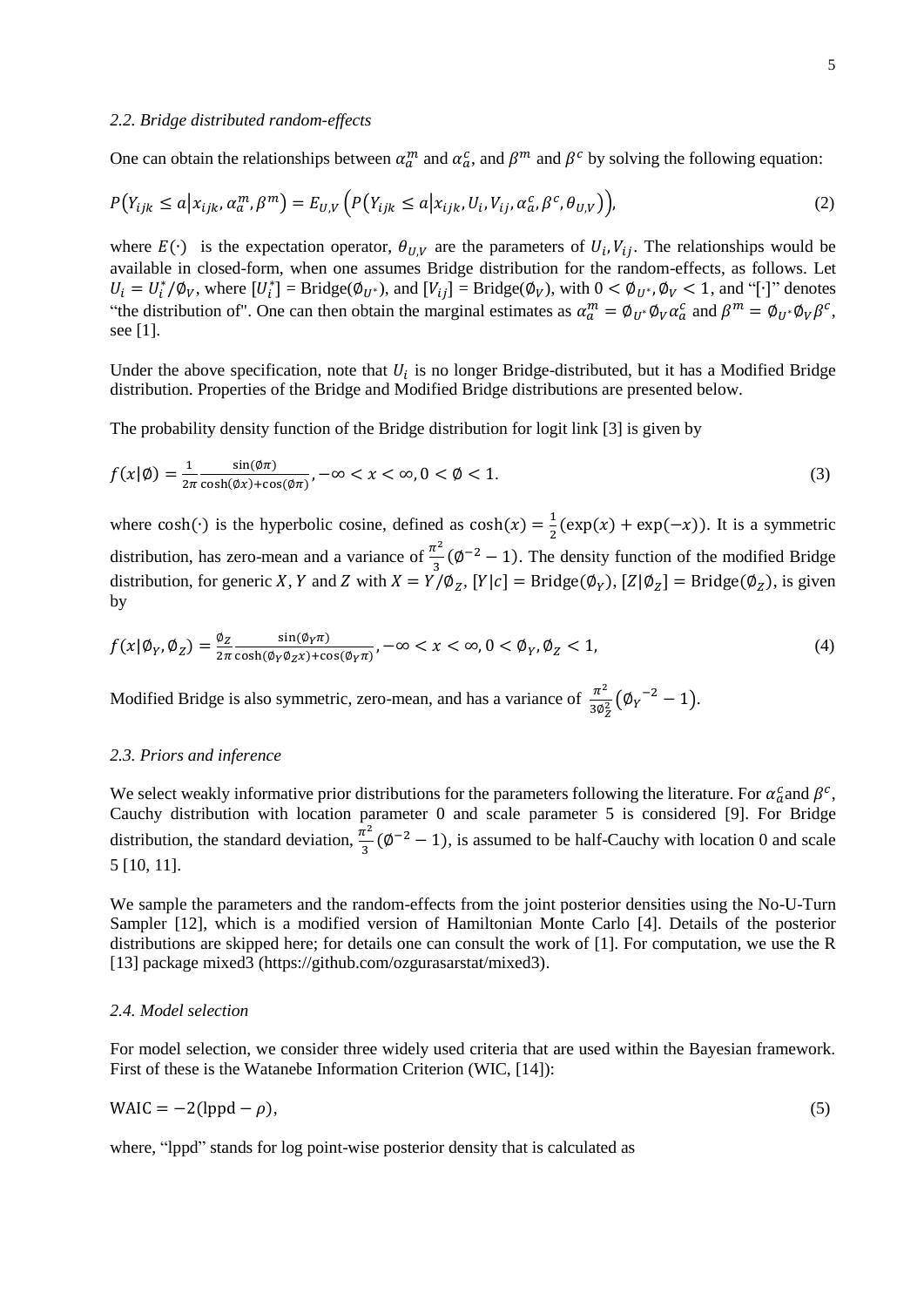### *2.2. Bridge distributed random-effects*

One can obtain the relationships between $\alpha_a^m$ and $\alpha_a^c$, and $\beta^m$ and $\beta^c$ by solving the following equation:

$$P\left(Y_{ijk} \leq a \middle| x_{ijk}, \alpha_a^m, \beta^m\right) = E_{U,V}\left(P\left(Y_{ijk} \leq a \middle| x_{ijk}, U_i, V_{ij}, \alpha_a^c, \beta^c, \theta_{U,V}\right)\right), \tag{2}$$

where $E(\cdot)$ is the expectation operator, $\theta_{U,V}$ are the parameters of $U_i, V_{ij}$. The relationships would be available in closed-form, when one assumes Bridge distribution for the random-effects, as follows. Let $U_i = U_i^*/\emptyset_V$, where $[U_i^*] = \text{Bridge}(\emptyset_{U^*})$, and $[V_{ij}] = \text{Bridge}(\emptyset_V)$, with $0 < \emptyset_{U^*}, \emptyset_V < 1$, and "[·]" denotes "the distribution of". One can then obtain the marginal estimates as $\alpha_a^m = \emptyset_{U^*}\emptyset_V\alpha_a^c$ and $\beta^m = \emptyset_{U^*}\emptyset_V\beta^c$, see [1].

Under the above specification, note that $U_i$ is no longer Bridge-distributed, but it has a Modified Bridge distribution. Properties of the Bridge and Modified Bridge distributions are presented below.

The probability density function of the Bridge distribution for logit link [3] is given by

$$f(x|\emptyset) = \frac{1}{2\pi}\frac{\sin(\emptyset\pi)}{\cosh(\emptyset x) + \cos(\emptyset\pi)}, -\infty < x < \infty, 0 < \emptyset < 1. \tag{3}$$

where $\cosh(\cdot)$ is the hyperbolic cosine, defined as $\cosh(x) = \frac{1}{2}(\exp(x) + \exp(-x))$. It is a symmetric distribution, has zero-mean and a variance of $\frac{\pi^2}{3}(\emptyset^{-2} - 1)$. The density function of the modified Bridge distribution, for generic $X$, $Y$ and $Z$ with $X = Y/\emptyset_Z$, $[Y|c] = \text{Bridge}(\emptyset_Y)$, $[Z|\emptyset_Z] = \text{Bridge}(\emptyset_Z)$, is given by

$$f(x|\emptyset_Y, \emptyset_Z) = \frac{\emptyset_Z}{2\pi}\frac{\sin(\emptyset_Y\pi)}{\cosh(\emptyset_Y\emptyset_Z x) + \cos(\emptyset_Y\pi)}, -\infty < x < \infty, 0 < \emptyset_Y, \emptyset_Z < 1, \tag{4}$$

Modified Bridge is also symmetric, zero-mean, and has a variance of $\frac{\pi^2}{3\emptyset_Z^2}\left({\emptyset_Y}^{-2} - 1\right)$.

### *2.3. Priors and inference*

We select weakly informative prior distributions for the parameters following the literature. For $\alpha_a^c$and $\beta^c$, Cauchy distribution with location parameter 0 and scale parameter 5 is considered [9]. For Bridge distribution, the standard deviation, $\frac{\pi^2}{3}(\emptyset^{-2} - 1)$, is assumed to be half-Cauchy with location 0 and scale 5 [10, 11].

We sample the parameters and the random-effects from the joint posterior densities using the No-U-Turn Sampler [12], which is a modified version of Hamiltonian Monte Carlo [4]. Details of the posterior distributions are skipped here; for details one can consult the work of [1]. For computation, we use the R [13] package mixed3 (https://github.com/ozgurasarstat/mixed3).

### *2.4. Model selection*

For model selection, we consider three widely used criteria that are used within the Bayesian framework. First of these is the Watanebe Information Criterion (WIC, [14]):

$$\text{WAIC} = -2(\text{lppd} - \rho), \tag{5}$$

where, "lppd" stands for log point-wise posterior density that is calculated as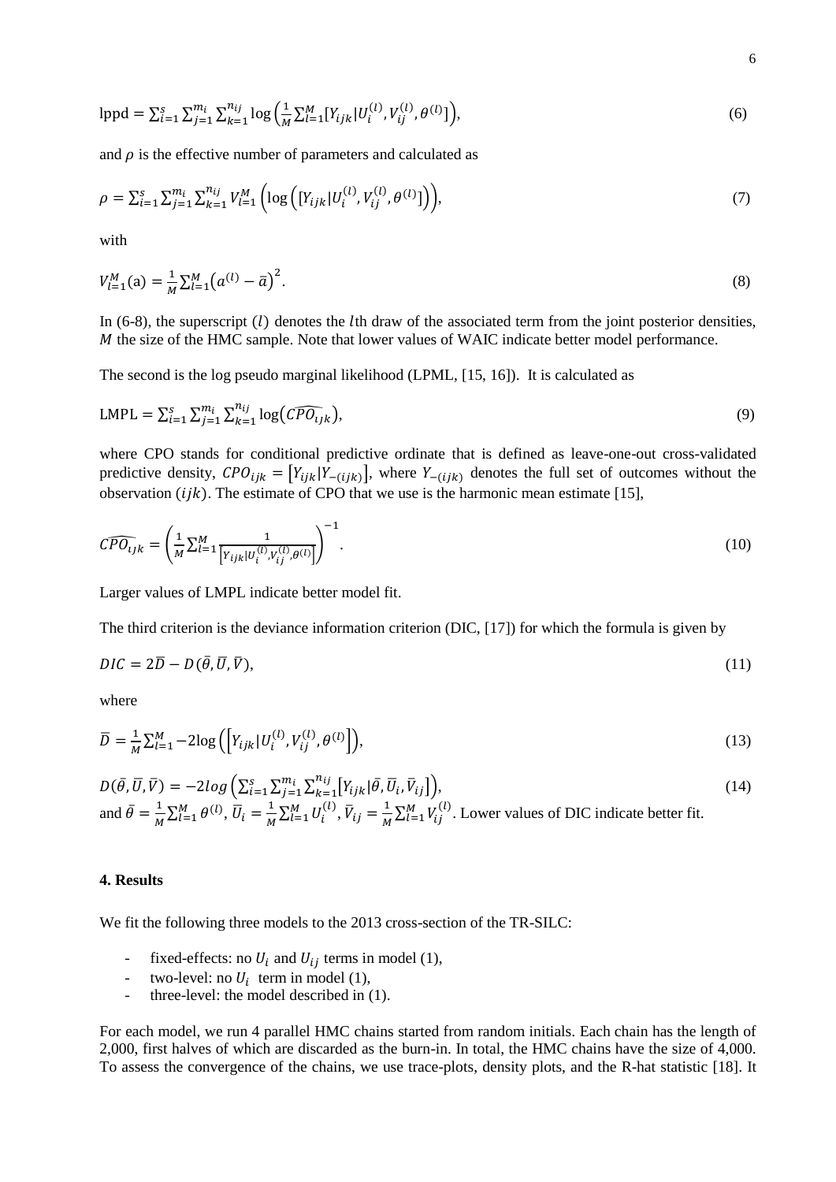$$\text{lppd} = \sum_{i=1}^{s}\sum_{j=1}^{m_i}\sum_{k=1}^{n_{ij}} \log\left(\frac{1}{M}\sum_{l=1}^{M}[Y_{ijk}|U_i^{(l)}, V_{ij}^{(l)}, \theta^{(l)}]\right), \tag{6}$$

and $\rho$ is the effective number of parameters and calculated as

$$\rho = \sum_{i=1}^{s}\sum_{j=1}^{m_i}\sum_{k=1}^{n_{ij}} V_{l=1}^{M}\left(\log\left([Y_{ijk}|U_i^{(l)}, V_{ij}^{(l)}, \theta^{(l)}]\right)\right), \tag{7}$$

with

$$V_{l=1}^{M}(\text{a}) = \frac{1}{M}\sum_{l=1}^{M}\left(a^{(l)} - \bar{a}\right)^2. \tag{8}$$

In (6-8), the superscript $(l)$ denotes the $l$th draw of the associated term from the joint posterior densities, $M$ the size of the HMC sample. Note that lower values of WAIC indicate better model performance.

The second is the log pseudo marginal likelihood (LPML, [15, 16]). It is calculated as

$$\text{LMPL} = \sum_{i=1}^{s}\sum_{j=1}^{m_i}\sum_{k=1}^{n_{ij}} \log\left(\widehat{CPO_{ijk}}\right), \tag{9}$$

where CPO stands for conditional predictive ordinate that is defined as leave-one-out cross-validated predictive density, $CPO_{ijk} = \left[Y_{ijk}|Y_{-(ijk)}\right]$, where $Y_{-(ijk)}$ denotes the full set of outcomes without the observation $(ijk)$. The estimate of CPO that we use is the harmonic mean estimate [15],

$$\widehat{CPO_{ijk}} = \left(\frac{1}{M}\sum_{l=1}^{M}\frac{1}{\left[Y_{ijk}|U_i^{(l)}, V_{ij}^{(l)}, \theta^{(l)}\right]}\right)^{-1}. \tag{10}$$

Larger values of LMPL indicate better model fit.

The third criterion is the deviance information criterion (DIC, [17]) for which the formula is given by

$$DIC = 2\bar{D} - D(\bar{\theta}, \bar{U}, \bar{V}), \tag{11}$$

where

$$\bar{D} = \frac{1}{M}\sum_{l=1}^{M} -2\log\left(\left[Y_{ijk}|U_i^{(l)}, V_{ij}^{(l)}, \theta^{(l)}\right]\right), \tag{13}$$

$$D(\bar{\theta}, \bar{U}, \bar{V}) = -2log\left(\sum_{i=1}^{s}\sum_{j=1}^{m_i}\sum_{k=1}^{n_{ij}}\left[Y_{ijk}|\bar{\theta}, \bar{U}_i, \bar{V}_{ij}\right]\right), \tag{14}$$

and $\bar{\theta} = \frac{1}{M}\sum_{l=1}^{M}\theta^{(l)}$, $\bar{U}_i = \frac{1}{M}\sum_{l=1}^{M}U_i^{(l)}$, $\bar{V}_{ij} = \frac{1}{M}\sum_{l=1}^{M}V_{ij}^{(l)}$. Lower values of DIC indicate better fit.

## 4. Results

We fit the following three models to the 2013 cross-section of the TR-SILC:

- fixed-effects: no $U_i$ and $U_{ij}$ terms in model (1),
- two-level: no $U_i$ term in model (1),
- three-level: the model described in (1).

For each model, we run 4 parallel HMC chains started from random initials. Each chain has the length of 2,000, first halves of which are discarded as the burn-in. In total, the HMC chains have the size of 4,000. To assess the convergence of the chains, we use trace-plots, density plots, and the R-hat statistic [18]. It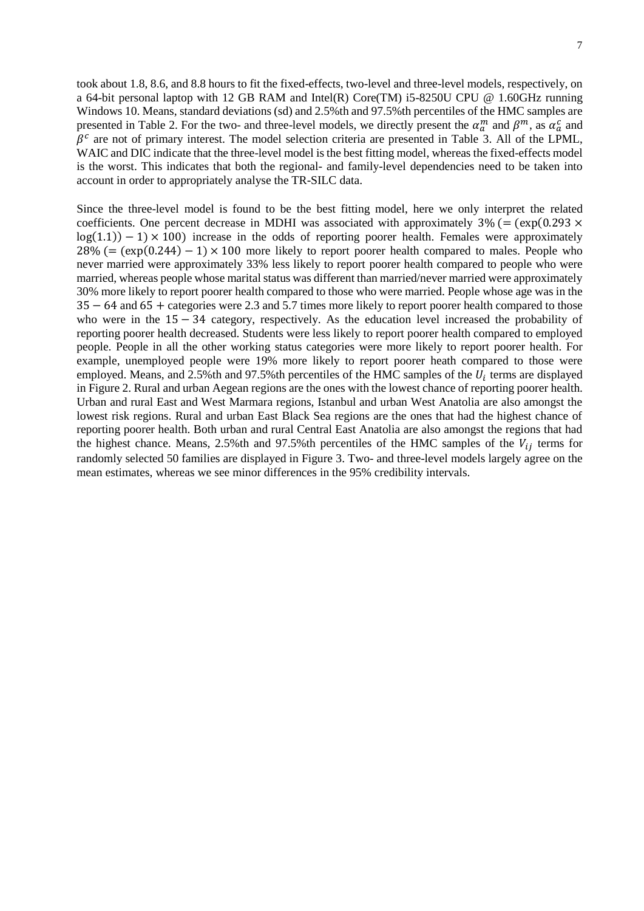took about 1.8, 8.6, and 8.8 hours to fit the fixed-effects, two-level and three-level models, respectively, on a 64-bit personal laptop with 12 GB RAM and Intel(R) Core(TM) i5-8250U CPU @ 1.60GHz running Windows 10. Means, standard deviations (sd) and 2.5%th and 97.5%th percentiles of the HMC samples are presented in Table 2. For the two- and three-level models, we directly present the $\alpha_a^m$ and $\beta^m$, as $\alpha_a^c$ and $\beta^c$ are not of primary interest. The model selection criteria are presented in Table 3. All of the LPML, WAIC and DIC indicate that the three-level model is the best fitting model, whereas the fixed-effects model is the worst. This indicates that both the regional- and family-level dependencies need to be taken into account in order to appropriately analyse the TR-SILC data.

Since the three-level model is found to be the best fitting model, here we only interpret the related coefficients. One percent decrease in MDHI was associated with approximately 3% $(= (\exp(0.293 \times \log(1.1)) - 1) \times 100)$ increase in the odds of reporting poorer health. Females were approximately 28% $(= (\exp(0.244) - 1) \times 100$ more likely to report poorer health compared to males. People who never married were approximately 33% less likely to report poorer health compared to people who were married, whereas people whose marital status was different than married/never married were approximately 30% more likely to report poorer health compared to those who were married. People whose age was in the $35 - 64$ and $65 +$ categories were 2.3 and 5.7 times more likely to report poorer health compared to those who were in the $15 - 34$ category, respectively. As the education level increased the probability of reporting poorer health decreased. Students were less likely to report poorer health compared to employed people. People in all the other working status categories were more likely to report poorer health. For example, unemployed people were 19% more likely to report poorer heath compared to those were employed. Means, and 2.5%th and 97.5%th percentiles of the HMC samples of the $U_i$ terms are displayed in Figure 2. Rural and urban Aegean regions are the ones with the lowest chance of reporting poorer health. Urban and rural East and West Marmara regions, Istanbul and urban West Anatolia are also amongst the lowest risk regions. Rural and urban East Black Sea regions are the ones that had the highest chance of reporting poorer health. Both urban and rural Central East Anatolia are also amongst the regions that had the highest chance. Means, 2.5%th and 97.5%th percentiles of the HMC samples of the $V_{ij}$ terms for randomly selected 50 families are displayed in Figure 3. Two- and three-level models largely agree on the mean estimates, whereas we see minor differences in the 95% credibility intervals.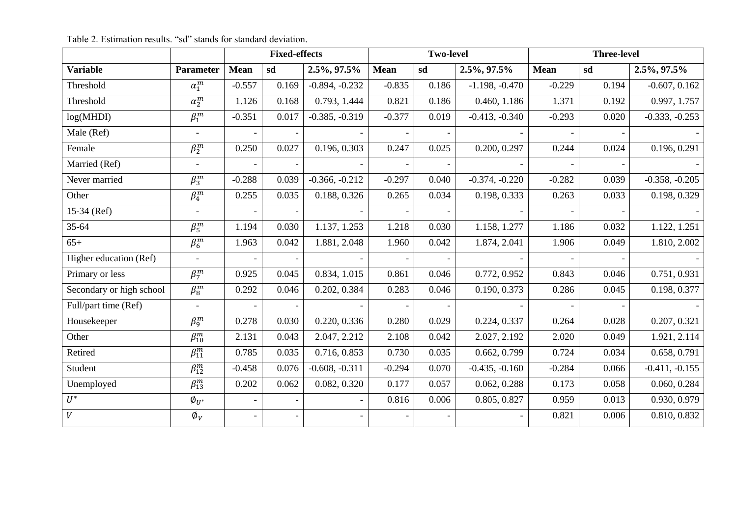Table 2. Estimation results. "sd" stands for standard deviation.

| | | Fixed-effects | | | Two-level | | | Three-level | | |
|---|---|---|---|---|---|---|---|---|---|---|
| **Variable** | **Parameter** | **Mean** | **sd** | **2.5%, 97.5%** | **Mean** | **sd** | **2.5%, 97.5%** | **Mean** | **sd** | **2.5%, 97.5%** |
| Threshold | $\alpha_1^m$ | -0.557 | 0.169 | -0.894, -0.232 | -0.835 | 0.186 | -1.198, -0.470 | -0.229 | 0.194 | -0.607, 0.162 |
| Threshold | $\alpha_2^m$ | 1.126 | 0.168 | 0.793, 1.444 | 0.821 | 0.186 | 0.460, 1.186 | 1.371 | 0.192 | 0.997, 1.757 |
| log(MHDI) | $\beta_1^m$ | -0.351 | 0.017 | -0.385, -0.319 | -0.377 | 0.019 | -0.413, -0.340 | -0.293 | 0.020 | -0.333, -0.253 |
| Male (Ref) | - | - | - | - | - | - | - | - | - | - |
| Female | $\beta_2^m$ | 0.250 | 0.027 | 0.196, 0.303 | 0.247 | 0.025 | 0.200, 0.297 | 0.244 | 0.024 | 0.196, 0.291 |
| Married (Ref) | - | - | - | - | - | - | - | - | - | - |
| Never married | $\beta_3^m$ | -0.288 | 0.039 | -0.366, -0.212 | -0.297 | 0.040 | -0.374, -0.220 | -0.282 | 0.039 | -0.358, -0.205 |
| Other | $\beta_4^m$ | 0.255 | 0.035 | 0.188, 0.326 | 0.265 | 0.034 | 0.198, 0.333 | 0.263 | 0.033 | 0.198, 0.329 |
| 15-34 (Ref) | - | - | - | - | - | - | - | - | - | - |
| 35-64 | $\beta_5^m$ | 1.194 | 0.030 | 1.137, 1.253 | 1.218 | 0.030 | 1.158, 1.277 | 1.186 | 0.032 | 1.122, 1.251 |
| 65+ | $\beta_6^m$ | 1.963 | 0.042 | 1.881, 2.048 | 1.960 | 0.042 | 1.874, 2.041 | 1.906 | 0.049 | 1.810, 2.002 |
| Higher education (Ref) | - | - | - | - | - | - | - | - | - | - |
| Primary or less | $\beta_7^m$ | 0.925 | 0.045 | 0.834, 1.015 | 0.861 | 0.046 | 0.772, 0.952 | 0.843 | 0.046 | 0.751, 0.931 |
| Secondary or high school | $\beta_8^m$ | 0.292 | 0.046 | 0.202, 0.384 | 0.283 | 0.046 | 0.190, 0.373 | 0.286 | 0.045 | 0.198, 0.377 |
| Full/part time (Ref) | - | - | - | - | - | - | - | - | - | - |
| Housekeeper | $\beta_9^m$ | 0.278 | 0.030 | 0.220, 0.336 | 0.280 | 0.029 | 0.224, 0.337 | 0.264 | 0.028 | 0.207, 0.321 |
| Other | $\beta_{10}^m$ | 2.131 | 0.043 | 2.047, 2.212 | 2.108 | 0.042 | 2.027, 2.192 | 2.020 | 0.049 | 1.921, 2.114 |
| Retired | $\beta_{11}^m$ | 0.785 | 0.035 | 0.716, 0.853 | 0.730 | 0.035 | 0.662, 0.799 | 0.724 | 0.034 | 0.658, 0.791 |
| Student | $\beta_{12}^m$ | -0.458 | 0.076 | -0.608, -0.311 | -0.294 | 0.070 | -0.435, -0.160 | -0.284 | 0.066 | -0.411, -0.155 |
| Unemployed | $\beta_{13}^m$ | 0.202 | 0.062 | 0.082, 0.320 | 0.177 | 0.057 | 0.062, 0.288 | 0.173 | 0.058 | 0.060, 0.284 |
| $U^*$ | $\emptyset_{U^*}$ | - | - | - | 0.816 | 0.006 | 0.805, 0.827 | 0.959 | 0.013 | 0.930, 0.979 |
| $V$ | $\emptyset_V$ | - | - | - | - | - | - | 0.821 | 0.006 | 0.810, 0.832 |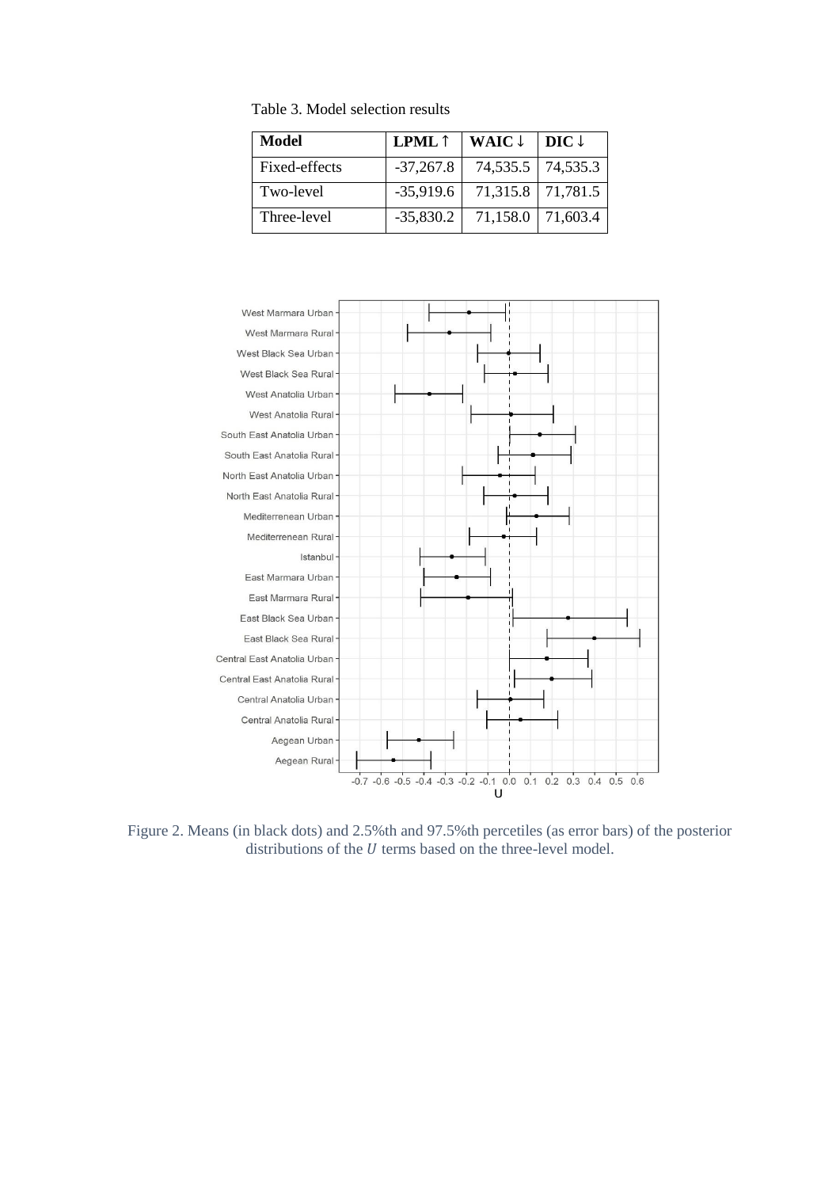Table 3. Model selection results

| Model | LPML ↑ | WAIC ↓ | DIC ↓ |
|---|---|---|---|
| Fixed-effects | -37,267.8 | 74,535.5 | 74,535.3 |
| Two-level | -35,919.6 | 71,315.8 | 71,781.5 |
| Three-level | -35,830.2 | 71,158.0 | 71,603.4 |

Figure 2. Means (in black dots) and 2.5%th and 97.5%th percetiles (as error bars) of the posterior distributions of the $U$ terms based on the three-level model.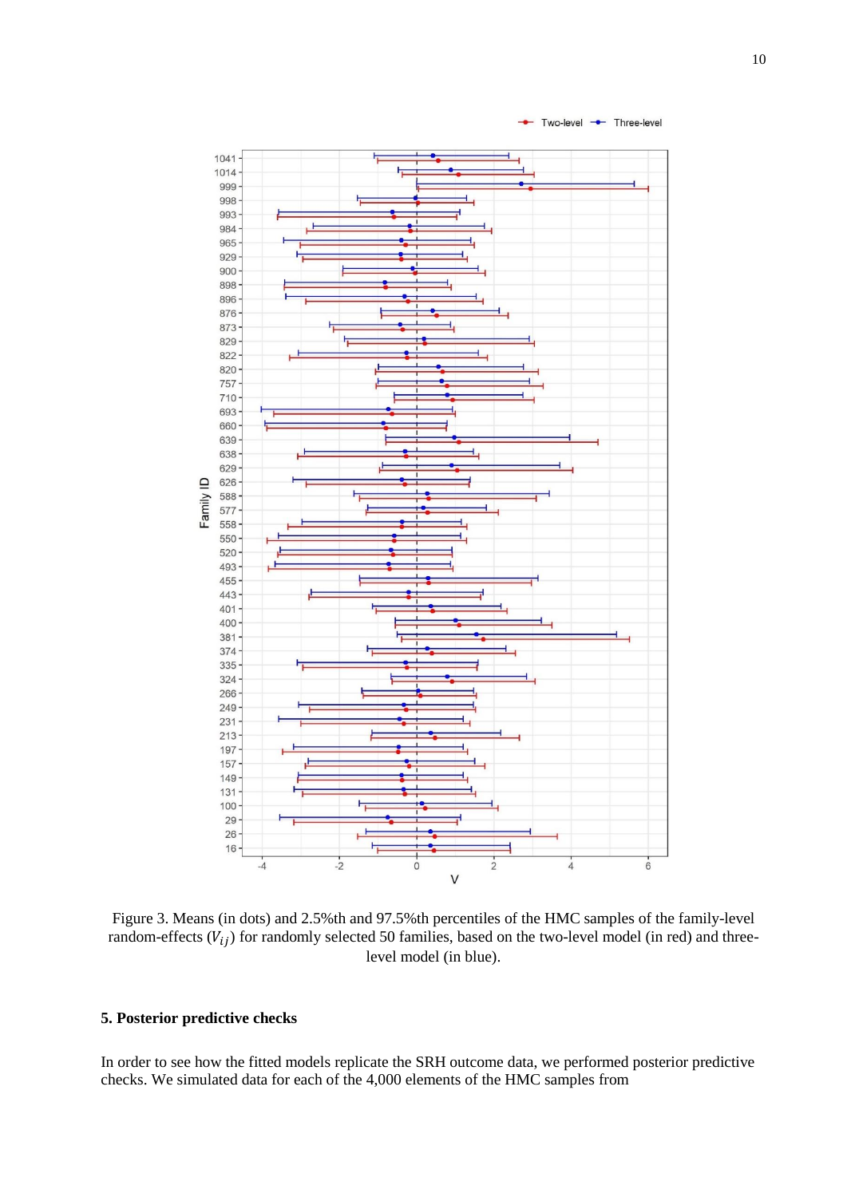Figure 3. Means (in dots) and 2.5%th and 97.5%th percentiles of the HMC samples of the family-level random-effects ($V_{ij}$) for randomly selected 50 families, based on the two-level model (in red) and three-level model (in blue).

## 5. Posterior predictive checks

In order to see how the fitted models replicate the SRH outcome data, we performed posterior predictive checks. We simulated data for each of the 4,000 elements of the HMC samples from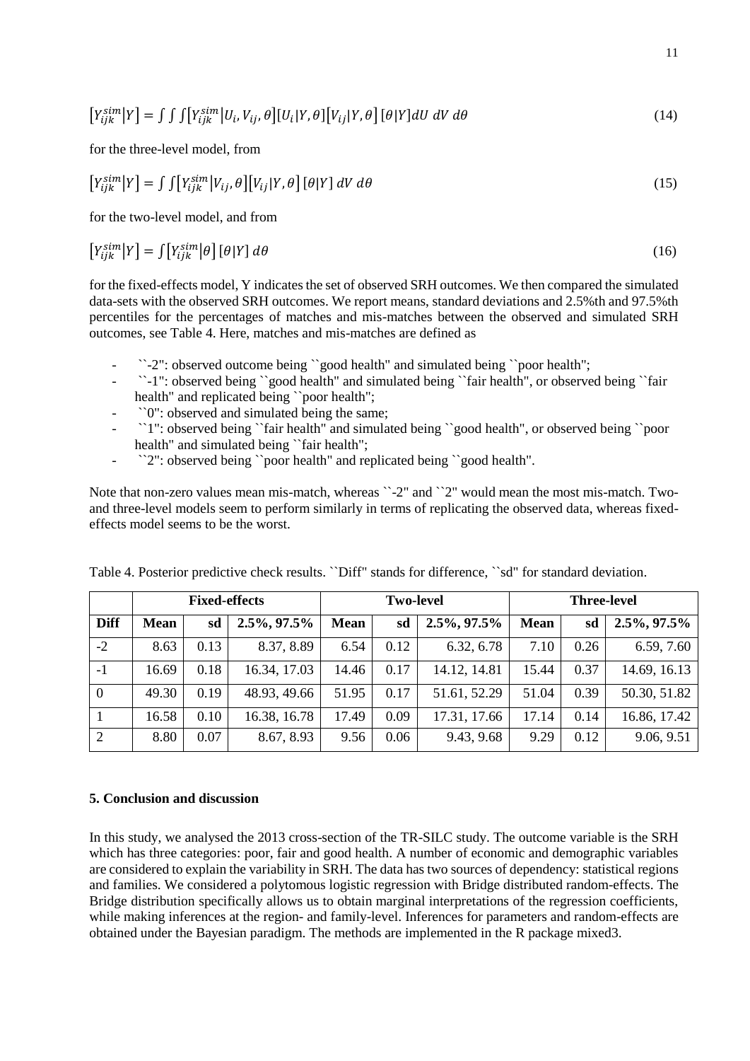$$\left[Y_{ijk}^{sim}\middle|Y\right] = \int\int\int\left[Y_{ijk}^{sim}\middle|U_i, V_{ij}, \theta\right]\left[U_i\middle|Y, \theta\right]\left[V_{ij}\middle|Y, \theta\right]\left[\theta\middle|Y\right]dU\ dV\ d\theta \tag{14}$$

for the three-level model, from

$$\left[Y_{ijk}^{sim}\middle|Y\right] = \int\int\left[Y_{ijk}^{sim}\middle|V_{ij}, \theta\right]\left[V_{ij}\middle|Y, \theta\right]\left[\theta\middle|Y\right]dV\ d\theta \tag{15}$$

for the two-level model, and from

$$\left[Y_{ijk}^{sim}\middle|Y\right] = \int\left[Y_{ijk}^{sim}\middle|\theta\right]\left[\theta\middle|Y\right]d\theta \tag{16}$$

for the fixed-effects model, Y indicates the set of observed SRH outcomes. We then compared the simulated data-sets with the observed SRH outcomes. We report means, standard deviations and 2.5%th and 97.5%th percentiles for the percentages of matches and mis-matches between the observed and simulated SRH outcomes, see Table 4. Here, matches and mis-matches are defined as

- ``-2'': observed outcome being ``good health'' and simulated being ``poor health'';
- ``-1'': observed being ``good health'' and simulated being ``fair health'', or observed being ``fair health'' and replicated being ``poor health'';
- ``0'': observed and simulated being the same;
- ``1'': observed being ``fair health'' and simulated being ``good health'', or observed being ``poor health'' and simulated being ``fair health'';
- ``2'': observed being ``poor health'' and replicated being ``good health''.

Note that non-zero values mean mis-match, whereas ``-2'' and ``2'' would mean the most mis-match. Two- and three-level models seem to perform similarly in terms of replicating the observed data, whereas fixed-effects model seems to be the worst.

Table 4. Posterior predictive check results. ``Diff'' stands for difference, ``sd'' for standard deviation.

| | **Fixed-effects** | | | **Two-level** | | | **Three-level** | | |
|---|---|---|---|---|---|---|---|---|---|
| **Diff** | **Mean** | **sd** | **2.5%, 97.5%** | **Mean** | **sd** | **2.5%, 97.5%** | **Mean** | **sd** | **2.5%, 97.5%** |
| -2 | 8.63 | 0.13 | 8.37, 8.89 | 6.54 | 0.12 | 6.32, 6.78 | 7.10 | 0.26 | 6.59, 7.60 |
| -1 | 16.69 | 0.18 | 16.34, 17.03 | 14.46 | 0.17 | 14.12, 14.81 | 15.44 | 0.37 | 14.69, 16.13 |
| 0 | 49.30 | 0.19 | 48.93, 49.66 | 51.95 | 0.17 | 51.61, 52.29 | 51.04 | 0.39 | 50.30, 51.82 |
| 1 | 16.58 | 0.10 | 16.38, 16.78 | 17.49 | 0.09 | 17.31, 17.66 | 17.14 | 0.14 | 16.86, 17.42 |
| 2 | 8.80 | 0.07 | 8.67, 8.93 | 9.56 | 0.06 | 9.43, 9.68 | 9.29 | 0.12 | 9.06, 9.51 |

## 5. Conclusion and discussion

In this study, we analysed the 2013 cross-section of the TR-SILC study. The outcome variable is the SRH which has three categories: poor, fair and good health. A number of economic and demographic variables are considered to explain the variability in SRH. The data has two sources of dependency: statistical regions and families. We considered a polytomous logistic regression with Bridge distributed random-effects. The Bridge distribution specifically allows us to obtain marginal interpretations of the regression coefficients, while making inferences at the region- and family-level. Inferences for parameters and random-effects are obtained under the Bayesian paradigm. The methods are implemented in the R package mixed3.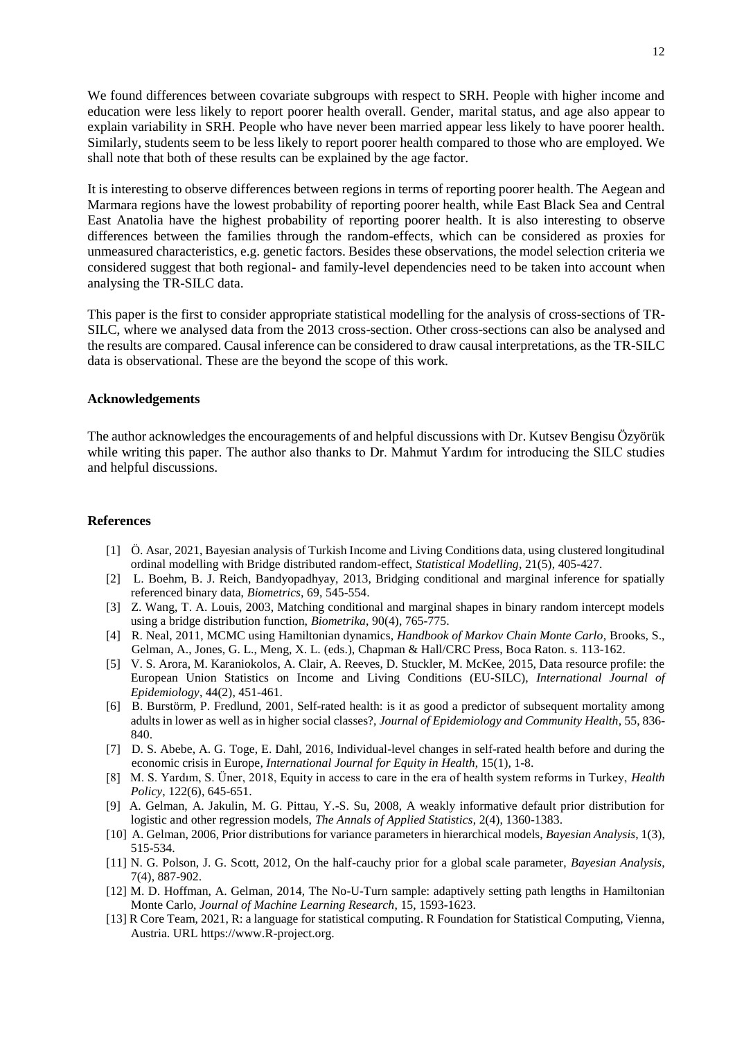We found differences between covariate subgroups with respect to SRH. People with higher income and education were less likely to report poorer health overall. Gender, marital status, and age also appear to explain variability in SRH. People who have never been married appear less likely to have poorer health. Similarly, students seem to be less likely to report poorer health compared to those who are employed. We shall note that both of these results can be explained by the age factor.

It is interesting to observe differences between regions in terms of reporting poorer health. The Aegean and Marmara regions have the lowest probability of reporting poorer health, while East Black Sea and Central East Anatolia have the highest probability of reporting poorer health. It is also interesting to observe differences between the families through the random-effects, which can be considered as proxies for unmeasured characteristics, e.g. genetic factors. Besides these observations, the model selection criteria we considered suggest that both regional- and family-level dependencies need to be taken into account when analysing the TR-SILC data.

This paper is the first to consider appropriate statistical modelling for the analysis of cross-sections of TR-SILC, where we analysed data from the 2013 cross-section. Other cross-sections can also be analysed and the results are compared. Causal inference can be considered to draw causal interpretations, as the TR-SILC data is observational. These are the beyond the scope of this work.

## Acknowledgements

The author acknowledges the encouragements of and helpful discussions with Dr. Kutsev Bengisu Özyörük while writing this paper. The author also thanks to Dr. Mahmut Yardım for introducing the SILC studies and helpful discussions.

## References

[1] Ö. Asar, 2021, Bayesian analysis of Turkish Income and Living Conditions data, using clustered longitudinal ordinal modelling with Bridge distributed random-effect, *Statistical Modelling*, 21(5), 405-427.

[2] L. Boehm, B. J. Reich, Bandyopadhyay, 2013, Bridging conditional and marginal inference for spatially referenced binary data, *Biometrics*, 69, 545-554.

[3] Z. Wang, T. A. Louis, 2003, Matching conditional and marginal shapes in binary random intercept models using a bridge distribution function, *Biometrika*, 90(4), 765-775.

[4] R. Neal, 2011, MCMC using Hamiltonian dynamics, *Handbook of Markov Chain Monte Carlo*, Brooks, S., Gelman, A., Jones, G. L., Meng, X. L. (eds.), Chapman & Hall/CRC Press, Boca Raton. s. 113-162.

[5] V. S. Arora, M. Karaniokolos, A. Clair, A. Reeves, D. Stuckler, M. McKee, 2015, Data resource profile: the European Union Statistics on Income and Living Conditions (EU-SILC), *International Journal of Epidemiology*, 44(2), 451-461.

[6] B. Burstörm, P. Fredlund, 2001, Self-rated health: is it as good a predictor of subsequent mortality among adults in lower as well as in higher social classes?, *Journal of Epidemiology and Community Health*, 55, 836-840.

[7] D. S. Abebe, A. G. Toge, E. Dahl, 2016, Individual-level changes in self-rated health before and during the economic crisis in Europe, *International Journal for Equity in Health*, 15(1), 1-8.

[8] M. S. Yardım, S. Üner, 2018, Equity in access to care in the era of health system reforms in Turkey, *Health Policy*, 122(6), 645-651.

[9] A. Gelman, A. Jakulin, M. G. Pittau, Y.-S. Su, 2008, A weakly informative default prior distribution for logistic and other regression models, *The Annals of Applied Statistics*, 2(4), 1360-1383.

[10] A. Gelman, 2006, Prior distributions for variance parameters in hierarchical models, *Bayesian Analysis*, 1(3), 515-534.

[11] N. G. Polson, J. G. Scott, 2012, On the half-cauchy prior for a global scale parameter, *Bayesian Analysis*, 7(4), 887-902.

[12] M. D. Hoffman, A. Gelman, 2014, The No-U-Turn sample: adaptively setting path lengths in Hamiltonian Monte Carlo, *Journal of Machine Learning Research*, 15, 1593-1623.

[13] R Core Team, 2021, R: a language for statistical computing. R Foundation for Statistical Computing, Vienna, Austria. URL https://www.R-project.org.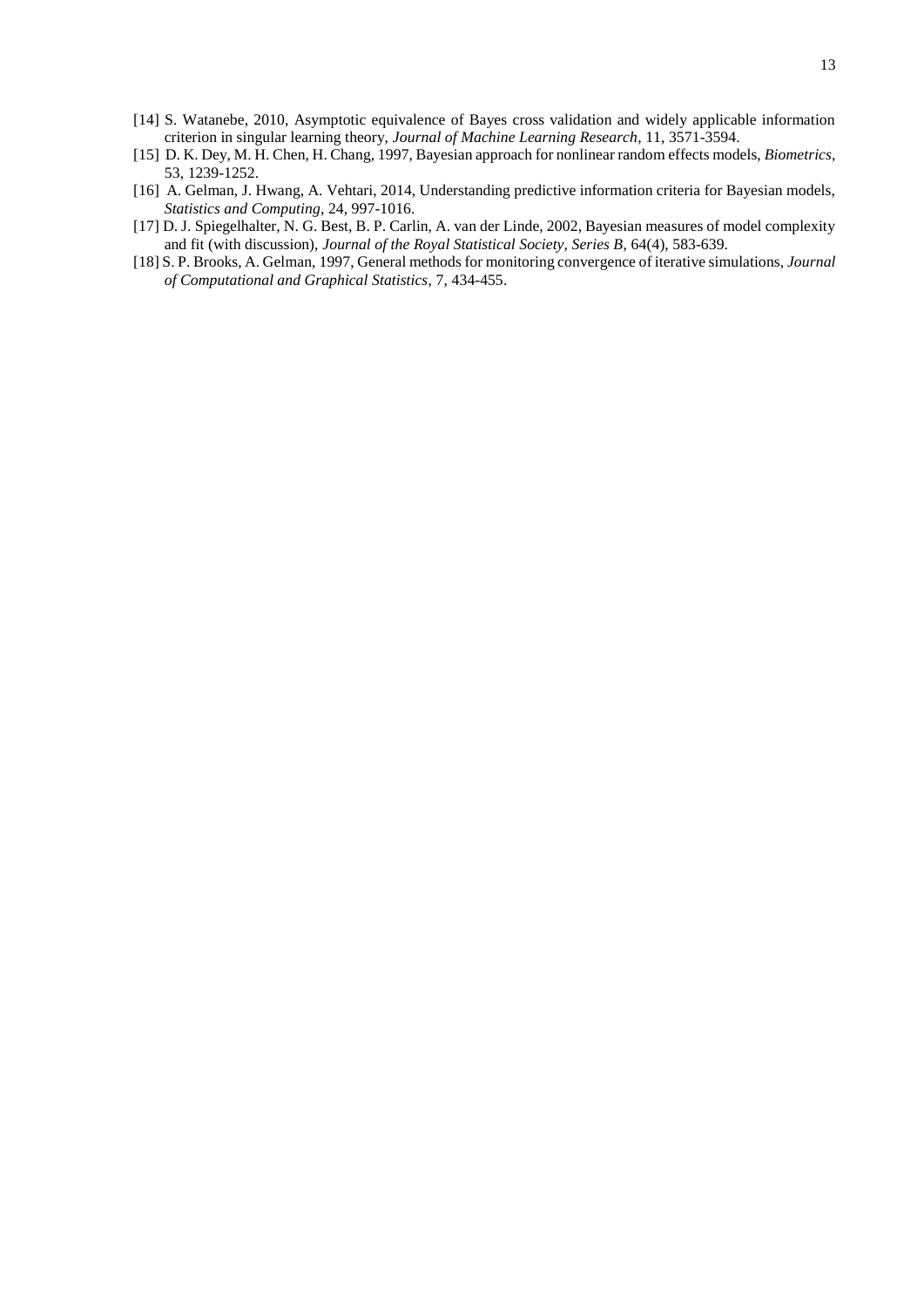[14] S. Watanebe, 2010, Asymptotic equivalence of Bayes cross validation and widely applicable information criterion in singular learning theory, *Journal of Machine Learning Research*, 11, 3571-3594.

[15] D. K. Dey, M. H. Chen, H. Chang, 1997, Bayesian approach for nonlinear random effects models, *Biometrics*, 53, 1239-1252.

[16] A. Gelman, J. Hwang, A. Vehtari, 2014, Understanding predictive information criteria for Bayesian models, *Statistics and Computing*, 24, 997-1016.

[17] D. J. Spiegelhalter, N. G. Best, B. P. Carlin, A. van der Linde, 2002, Bayesian measures of model complexity and fit (with discussion), *Journal of the Royal Statistical Society, Series B*, 64(4), 583-639.

[18] S. P. Brooks, A. Gelman, 1997, General methods for monitoring convergence of iterative simulations, *Journal of Computational and Graphical Statistics*, 7, 434-455.